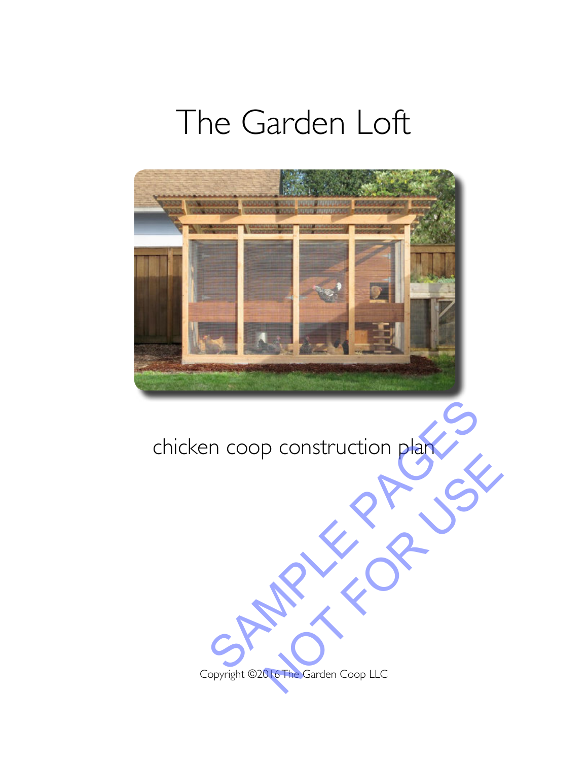# The Garden Loft

chicken coop construction plan

SAMPLE PAGES
NOT FOR USE

Copyright ©2016 The Garden Coop LLC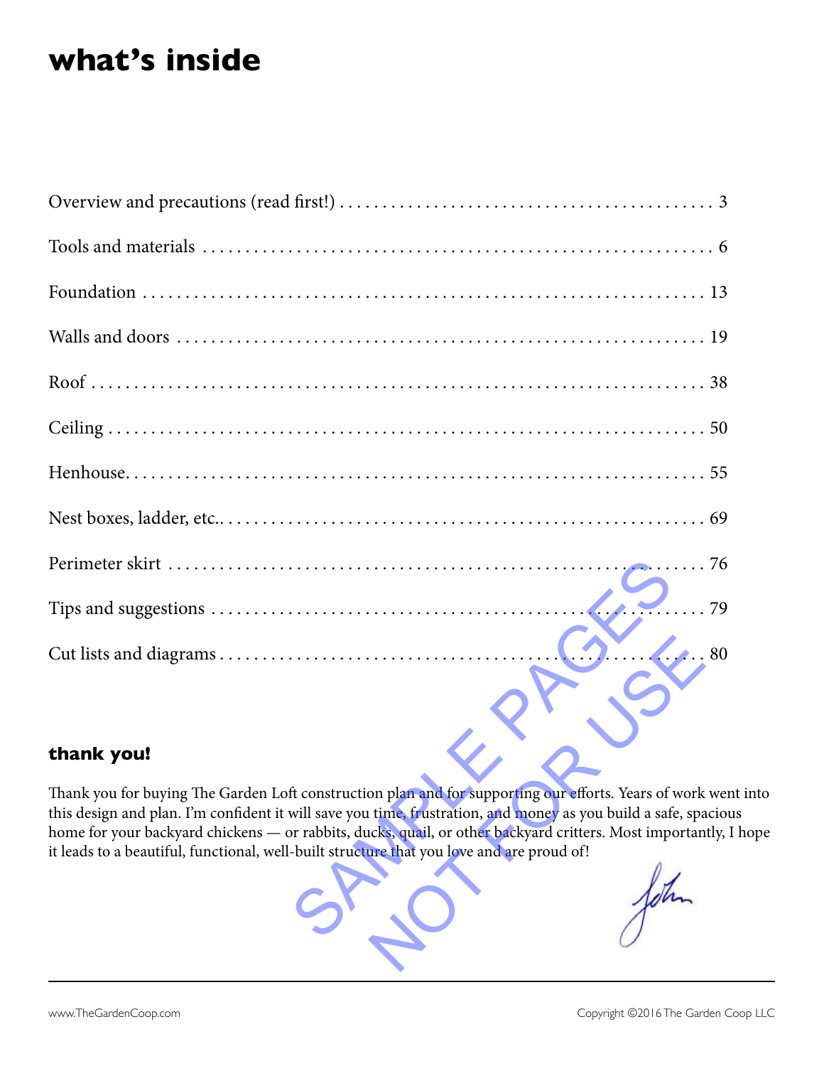# what's inside

| | |
|---|---|
| Overview and precautions (read first!) | 3 |
| Tools and materials | 6 |
| Foundation | 13 |
| Walls and doors | 19 |
| Roof | 38 |
| Ceiling | 50 |
| Henhouse | 55 |
| Nest boxes, ladder, etc. | 69 |
| Perimeter skirt | 76 |
| Tips and suggestions | 79 |
| Cut lists and diagrams | 80 |

SAMPLE PAGES NOT FOR USE

## thank you!

Thank you for buying The Garden Loft construction plan and for supporting our efforts. Years of work went into this design and plan. I'm confident it will save you time, frustration, and money as you build a safe, spacious home for your backyard chickens — or rabbits, ducks, quail, or other backyard critters. Most importantly, I hope it leads to a beautiful, functional, well-built structure that you love and are proud of!

John

www.TheGardenCoop.com

Copyright ©2016 The Garden Coop LLC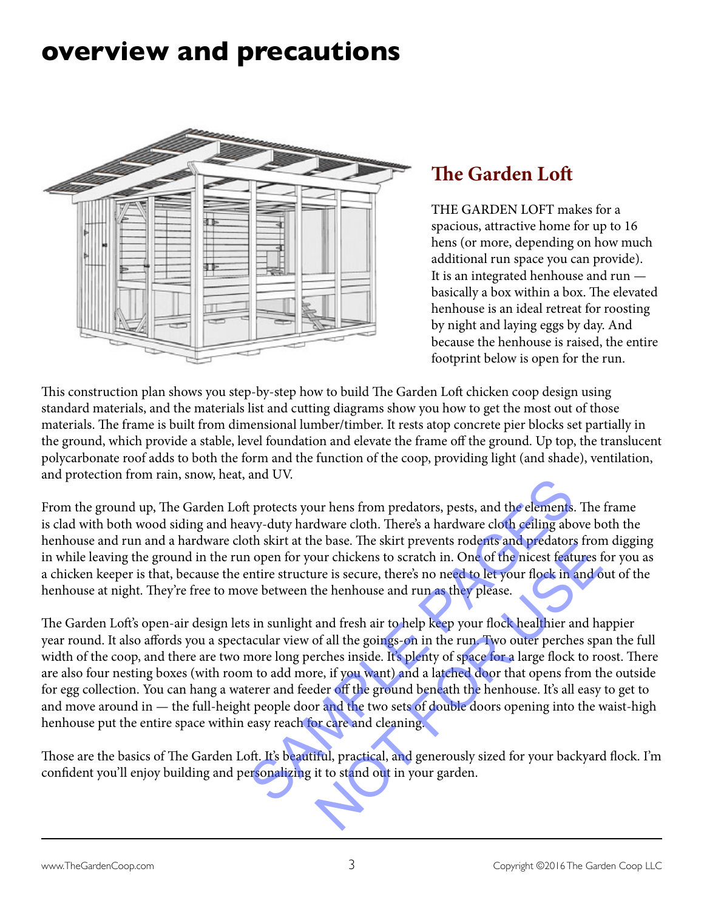# overview and precautions

## The Garden Loft

THE GARDEN LOFT makes for a spacious, attractive home for up to 16 hens (or more, depending on how much additional run space you can provide). It is an integrated henhouse and run — basically a box within a box. The elevated henhouse is an ideal retreat for roosting by night and laying eggs by day. And because the henhouse is raised, the entire footprint below is open for the run.

This construction plan shows you step-by-step how to build The Garden Loft chicken coop design using standard materials, and the materials list and cutting diagrams show you how to get the most out of those materials. The frame is built from dimensional lumber/timber. It rests atop concrete pier blocks set partially in the ground, which provide a stable, level foundation and elevate the frame off the ground. Up top, the translucent polycarbonate roof adds to both the form and the function of the coop, providing light (and shade), ventilation, and protection from rain, snow, heat, and UV.

From the ground up, The Garden Loft protects your hens from predators, pests, and the elements. The frame is clad with both wood siding and heavy-duty hardware cloth. There's a hardware cloth ceiling above both the henhouse and run and a hardware cloth skirt at the base. The skirt prevents rodents and predators from digging in while leaving the ground in the run open for your chickens to scratch in. One of the nicest features for you as a chicken keeper is that, because the entire structure is secure, there's no need to let your flock in and out of the henhouse at night. They're free to move between the henhouse and run as they please.

The Garden Loft's open-air design lets in sunlight and fresh air to help keep your flock healthier and happier year round. It also affords you a spectacular view of all the goings-on in the run. Two outer perches span the full width of the coop, and there are two more long perches inside. It's plenty of space for a large flock to roost. There are also four nesting boxes (with room to add more, if you want) and a latched door that opens from the outside for egg collection. You can hang a waterer and feeder off the ground beneath the henhouse. It's all easy to get to and move around in — the full-height people door and the two sets of double doors opening into the waist-high henhouse put the entire space within easy reach for care and cleaning.

Those are the basics of The Garden Loft. It's beautiful, practical, and generously sized for your backyard flock. I'm confident you'll enjoy building and personalizing it to stand out in your garden.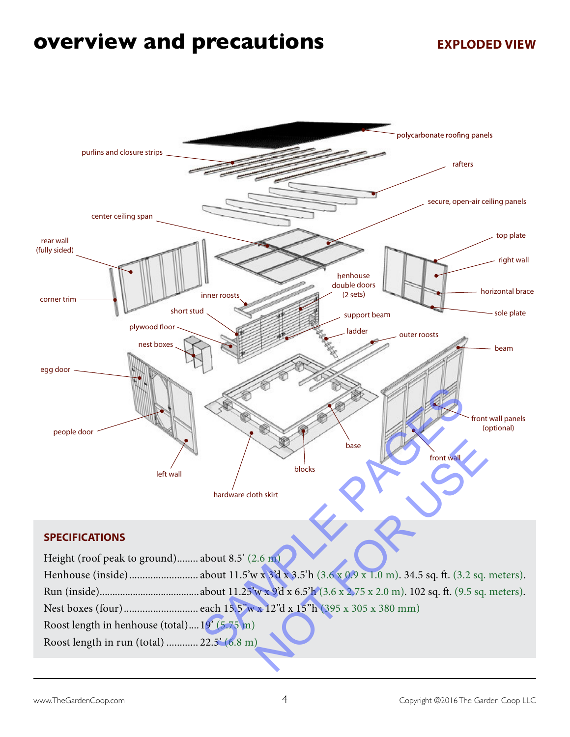# overview and precautions

**EXPLODED VIEW**

polycarbonate roofing panels

purlins and closure strips

rafters

secure, open-air ceiling panels

center ceiling span

rear wall (fully sided)

top plate

right wall

horizontal brace

sole plate

henhouse double doors (2 sets)

corner trim

inner roosts

short stud

support beam

plywood floor

ladder

outer roosts

nest boxes

beam

egg door

front wall panels (optional)

people door

base

front wall

blocks

left wall

hardware cloth skirt

SAMPLE PAGES NOT FOR USE

## SPECIFICATIONS

Height (roof peak to ground)........ about 8.5' (2.6 m)

Henhouse (inside).......................... about 11.5'w x 3'd x 3.5'h (3.6 x 0.9 x 1.0 m). 34.5 sq. ft. (3.2 sq. meters).

Run (inside)...................................... about 11.25'w x 9'd x 6.5'h (3.6 x 2.75 x 2.0 m). 102 sq. ft. (9.5 sq. meters).

Nest boxes (four)............................ each 15.5"w x 12"d x 15"h (395 x 305 x 380 mm)

Roost length in henhouse (total).... 19' (5.75 m)

Roost length in run (total) ............ 22.5' (6.8 m)

www.TheGardenCoop.com

Copyright ©2016 The Garden Coop LLC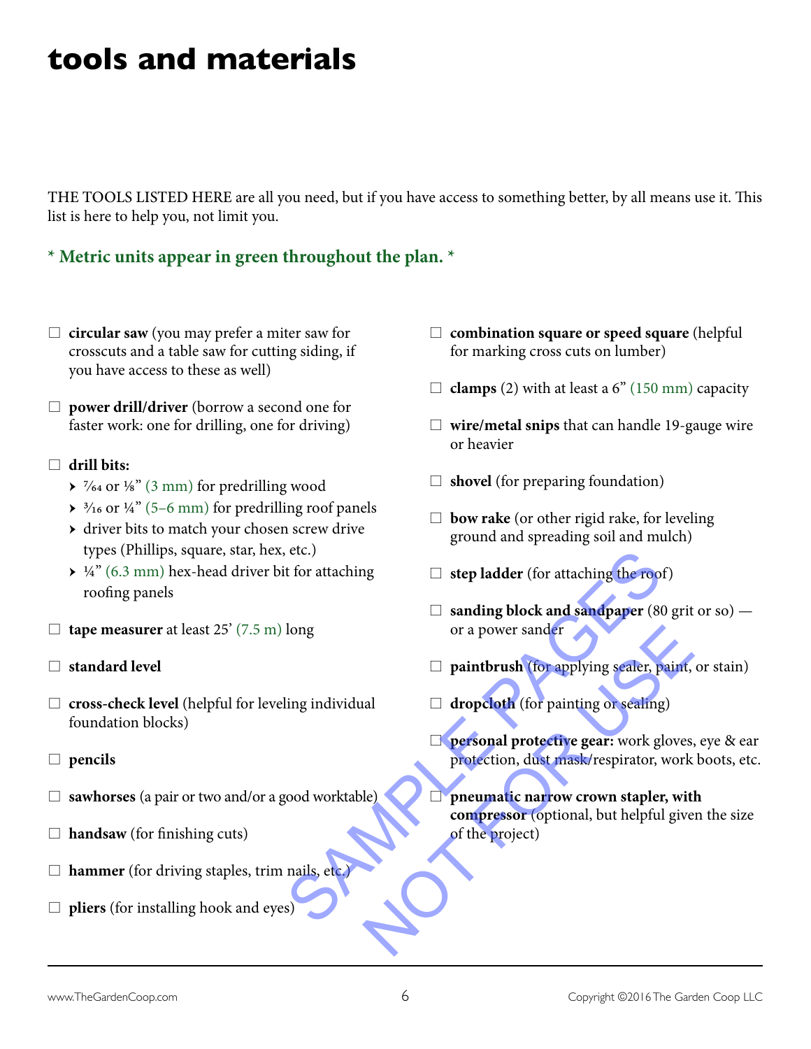# tools and materials

THE TOOLS LISTED HERE are all you need, but if you have access to something better, by all means use it. This list is here to help you, not limit you.

**\* Metric units appear in green throughout the plan. \***

- ☐ **circular saw** (you may prefer a miter saw for crosscuts and a table saw for cutting siding, if you have access to these as well)
- ☐ **power drill/driver** (borrow a second one for faster work: one for drilling, one for driving)
- ☐ **drill bits:**
  - 7⁄64 or ⅛" (3 mm) for predrilling wood
  - 3⁄16 or ¼" (5–6 mm) for predrilling roof panels
  - driver bits to match your chosen screw drive types (Phillips, square, star, hex, etc.)
  - ¼" (6.3 mm) hex-head driver bit for attaching roofing panels
- ☐ **tape measurer** at least 25' (7.5 m) long
- ☐ **standard level**
- ☐ **cross-check level** (helpful for leveling individual foundation blocks)
- ☐ **pencils**
- ☐ **sawhorses** (a pair or two and/or a good worktable)
- ☐ **handsaw** (for finishing cuts)
- ☐ **hammer** (for driving staples, trim nails, etc.)
- ☐ **pliers** (for installing hook and eyes)
- ☐ **combination square or speed square** (helpful for marking cross cuts on lumber)
- ☐ **clamps** (2) with at least a 6" (150 mm) capacity
- ☐ **wire/metal snips** that can handle 19-gauge wire or heavier
- ☐ **shovel** (for preparing foundation)
- ☐ **bow rake** (or other rigid rake, for leveling ground and spreading soil and mulch)
- ☐ **step ladder** (for attaching the roof)
- ☐ **sanding block and sandpaper** (80 grit or so) — or a power sander
- ☐ **paintbrush** (for applying sealer, paint, or stain)
- ☐ **dropcloth** (for painting or sealing)
- ☐ **personal protective gear:** work gloves, eye & ear protection, dust mask/respirator, work boots, etc.
- ☐ **pneumatic narrow crown stapler, with compressor** (optional, but helpful given the size of the project)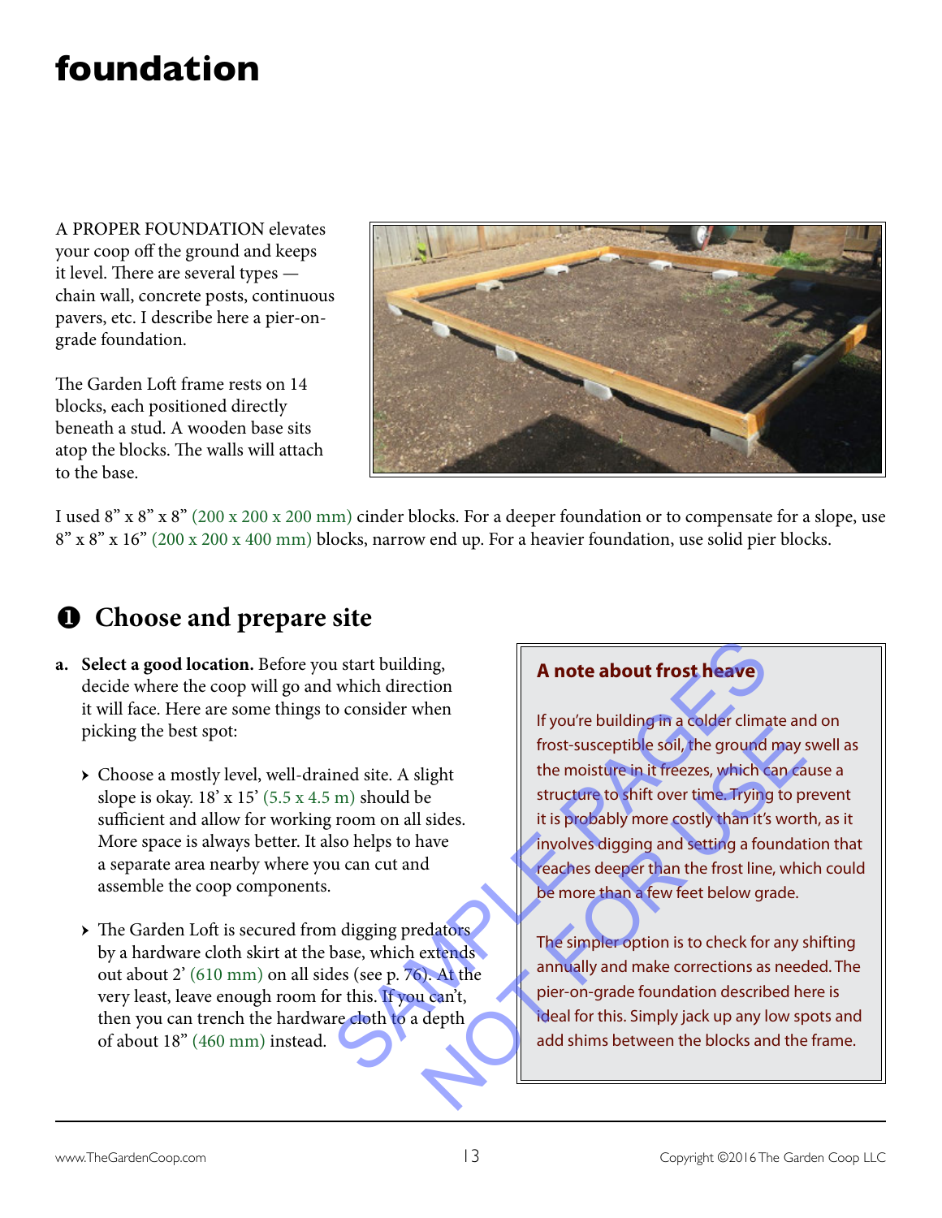# foundation

A PROPER FOUNDATION elevates your coop off the ground and keeps it level. There are several types — chain wall, concrete posts, continuous pavers, etc. I describe here a pier-on-grade foundation.

The Garden Loft frame rests on 14 blocks, each positioned directly beneath a stud. A wooden base sits atop the blocks. The walls will attach to the base.

I used 8" x 8" x 8" (200 x 200 x 200 mm) cinder blocks. For a deeper foundation or to compensate for a slope, use 8" x 8" x 16" (200 x 200 x 400 mm) blocks, narrow end up. For a heavier foundation, use solid pier blocks.

## ❶ Choose and prepare site

**a. Select a good location.** Before you start building, decide where the coop will go and which direction it will face. Here are some things to consider when picking the best spot:

- Choose a mostly level, well-drained site. A slight slope is okay. 18' x 15' (5.5 x 4.5 m) should be sufficient and allow for working room on all sides. More space is always better. It also helps to have a separate area nearby where you can cut and assemble the coop components.

- The Garden Loft is secured from digging predators by a hardware cloth skirt at the base, which extends out about 2' (610 mm) on all sides (see p. 76). At the very least, leave enough room for this. If you can't, then you can trench the hardware cloth to a depth of about 18" (460 mm) instead.

### A note about frost heave

If you're building in a colder climate and on frost-susceptible soil, the ground may swell as the moisture in it freezes, which can cause a structure to shift over time. Trying to prevent it is probably more costly than it's worth, as it involves digging and setting a foundation that reaches deeper than the frost line, which could be more than a few feet below grade.

The simpler option is to check for any shifting annually and make corrections as needed. The pier-on-grade foundation described here is ideal for this. Simply jack up any low spots and add shims between the blocks and the frame.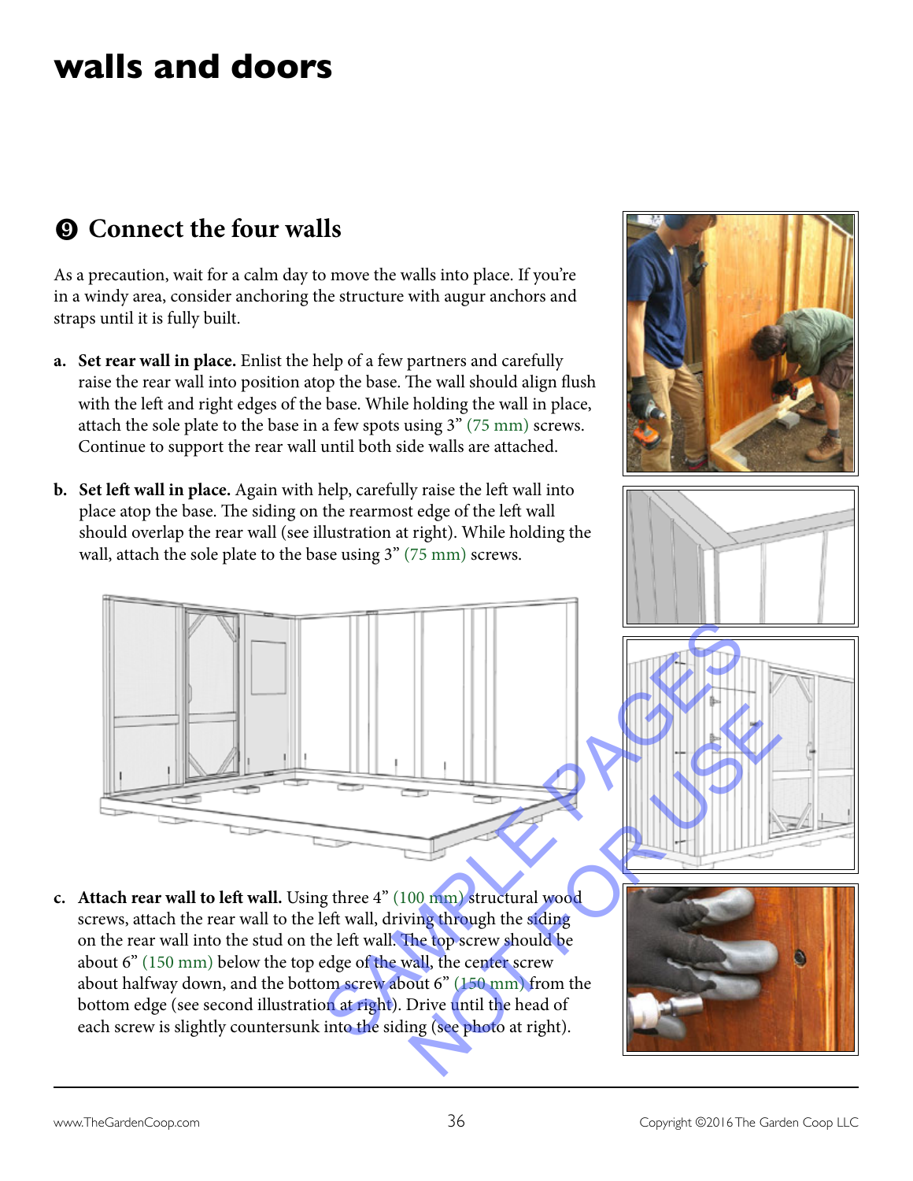# walls and doors

## ❾ Connect the four walls

As a precaution, wait for a calm day to move the walls into place. If you're in a windy area, consider anchoring the structure with augur anchors and straps until it is fully built.

a. **Set rear wall in place.** Enlist the help of a few partners and carefully raise the rear wall into position atop the base. The wall should align flush with the left and right edges of the base. While holding the wall in place, attach the sole plate to the base in a few spots using 3" (75 mm) screws. Continue to support the rear wall until both side walls are attached.

b. **Set left wall in place.** Again with help, carefully raise the left wall into place atop the base. The siding on the rearmost edge of the left wall should overlap the rear wall (see illustration at right). While holding the wall, attach the sole plate to the base using 3" (75 mm) screws.

c. **Attach rear wall to left wall.** Using three 4" (100 mm) structural wood screws, attach the rear wall to the left wall, driving through the siding on the rear wall into the stud on the left wall. The top screw should be about 6" (150 mm) below the top edge of the wall, the center screw about halfway down, and the bottom screw about 6" (150 mm) from the bottom edge (see second illustration at right). Drive until the head of each screw is slightly countersunk into the siding (see photo at right).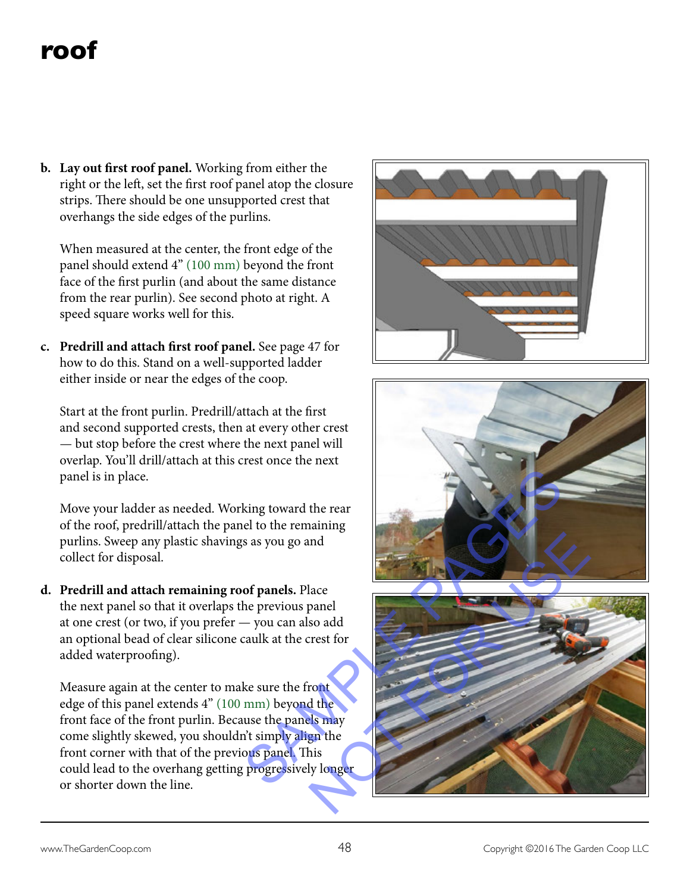# roof

**b. Lay out first roof panel.** Working from either the right or the left, set the first roof panel atop the closure strips. There should be one unsupported crest that overhangs the side edges of the purlins.

When measured at the center, the front edge of the panel should extend 4" (100 mm) beyond the front face of the first purlin (and about the same distance from the rear purlin). See second photo at right. A speed square works well for this.

**c. Predrill and attach first roof panel.** See page 47 for how to do this. Stand on a well-supported ladder either inside or near the edges of the coop.

Start at the front purlin. Predrill/attach at the first and second supported crests, then at every other crest — but stop before the crest where the next panel will overlap. You'll drill/attach at this crest once the next panel is in place.

Move your ladder as needed. Working toward the rear of the roof, predrill/attach the panel to the remaining purlins. Sweep any plastic shavings as you go and collect for disposal.

**d. Predrill and attach remaining roof panels.** Place the next panel so that it overlaps the previous panel at one crest (or two, if you prefer — you can also add an optional bead of clear silicone caulk at the crest for added waterproofing).

Measure again at the center to make sure the front edge of this panel extends 4" (100 mm) beyond the front face of the front purlin. Because the panels may come slightly skewed, you shouldn't simply align the front corner with that of the previous panel. This could lead to the overhang getting progressively longer or shorter down the line.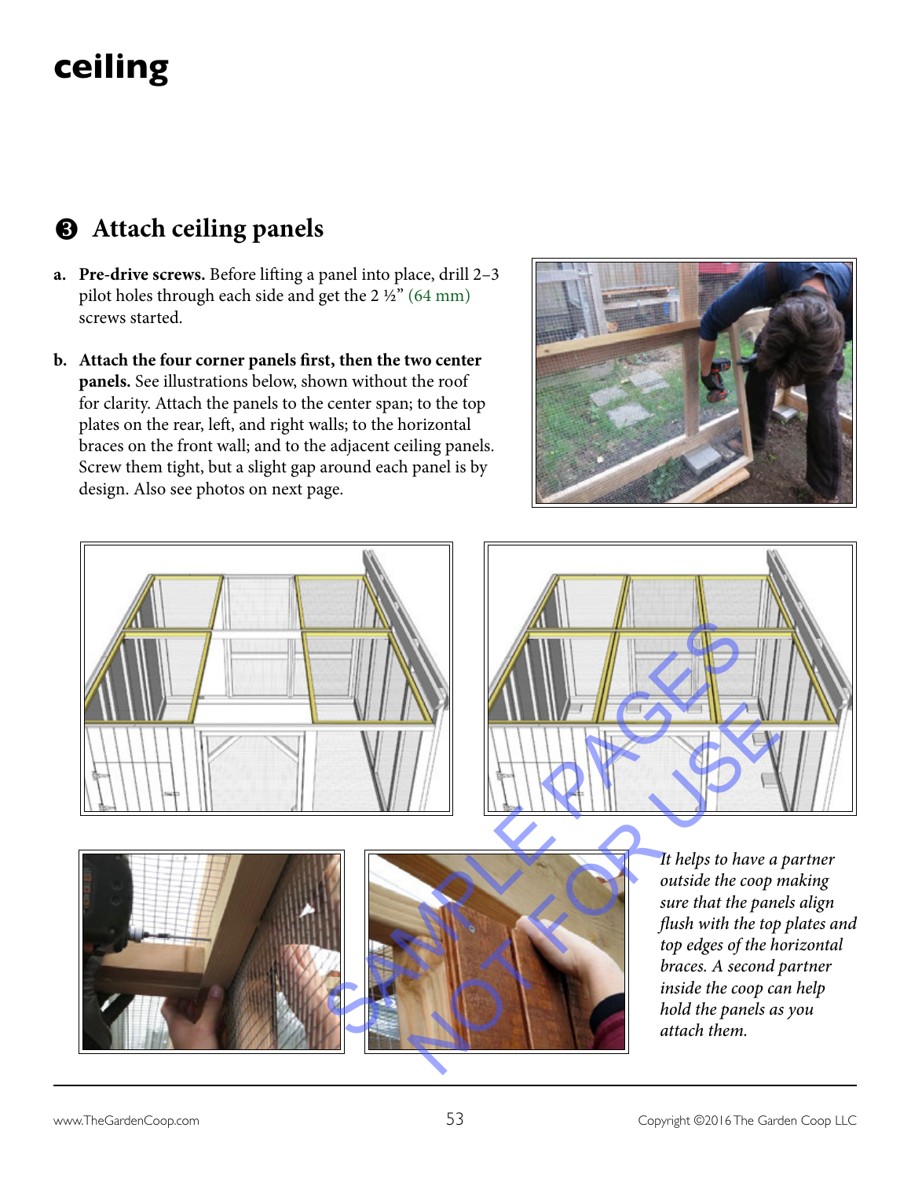# ceiling

## ❸ Attach ceiling panels

a. **Pre-drive screws.** Before lifting a panel into place, drill 2–3 pilot holes through each side and get the 2 ½" (64 mm) screws started.

b. **Attach the four corner panels first, then the two center panels.** See illustrations below, shown without the roof for clarity. Attach the panels to the center span; to the top plates on the rear, left, and right walls; to the horizontal braces on the front wall; and to the adjacent ceiling panels. Screw them tight, but a slight gap around each panel is by design. Also see photos on next page.

*It helps to have a partner outside the coop making sure that the panels align flush with the top plates and top edges of the horizontal braces. A second partner inside the coop can help hold the panels as you attach them.*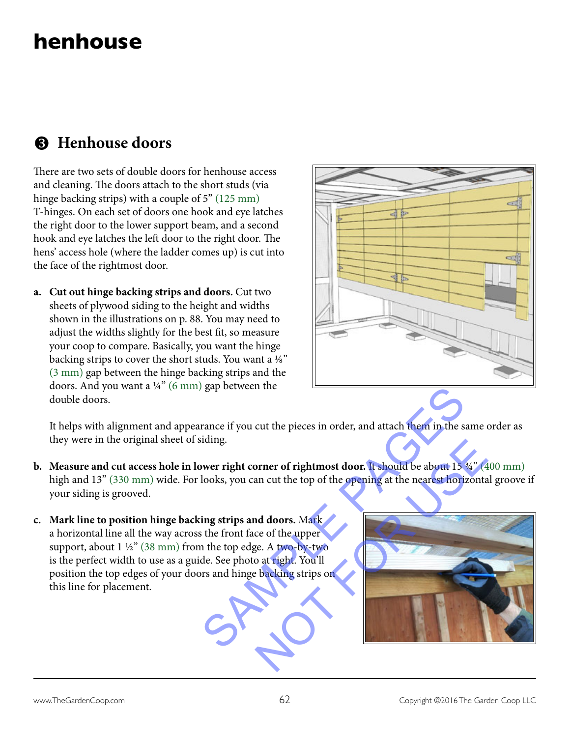# henhouse

## ❸ Henhouse doors

There are two sets of double doors for henhouse access and cleaning. The doors attach to the short studs (via hinge backing strips) with a couple of 5" (125 mm) T-hinges. On each set of doors one hook and eye latches the right door to the lower support beam, and a second hook and eye latches the left door to the right door. The hens' access hole (where the ladder comes up) is cut into the face of the rightmost door.

**a. Cut out hinge backing strips and doors.** Cut two sheets of plywood siding to the height and widths shown in the illustrations on p. 88. You may need to adjust the widths slightly for the best fit, so measure your coop to compare. Basically, you want the hinge backing strips to cover the short studs. You want a ⅛" (3 mm) gap between the hinge backing strips and the doors. And you want a ¼" (6 mm) gap between the double doors.

It helps with alignment and appearance if you cut the pieces in order, and attach them in the same order as they were in the original sheet of siding.

**b. Measure and cut access hole in lower right corner of rightmost door.** It should be about 15 ¾" (400 mm) high and 13" (330 mm) wide. For looks, you can cut the top of the opening at the nearest horizontal groove if your siding is grooved.

**c. Mark line to position hinge backing strips and doors.** Mark a horizontal line all the way across the front face of the upper support, about 1 ½" (38 mm) from the top edge. A two-by-two is the perfect width to use as a guide. See photo at right. You'll position the top edges of your doors and hinge backing strips on this line for placement.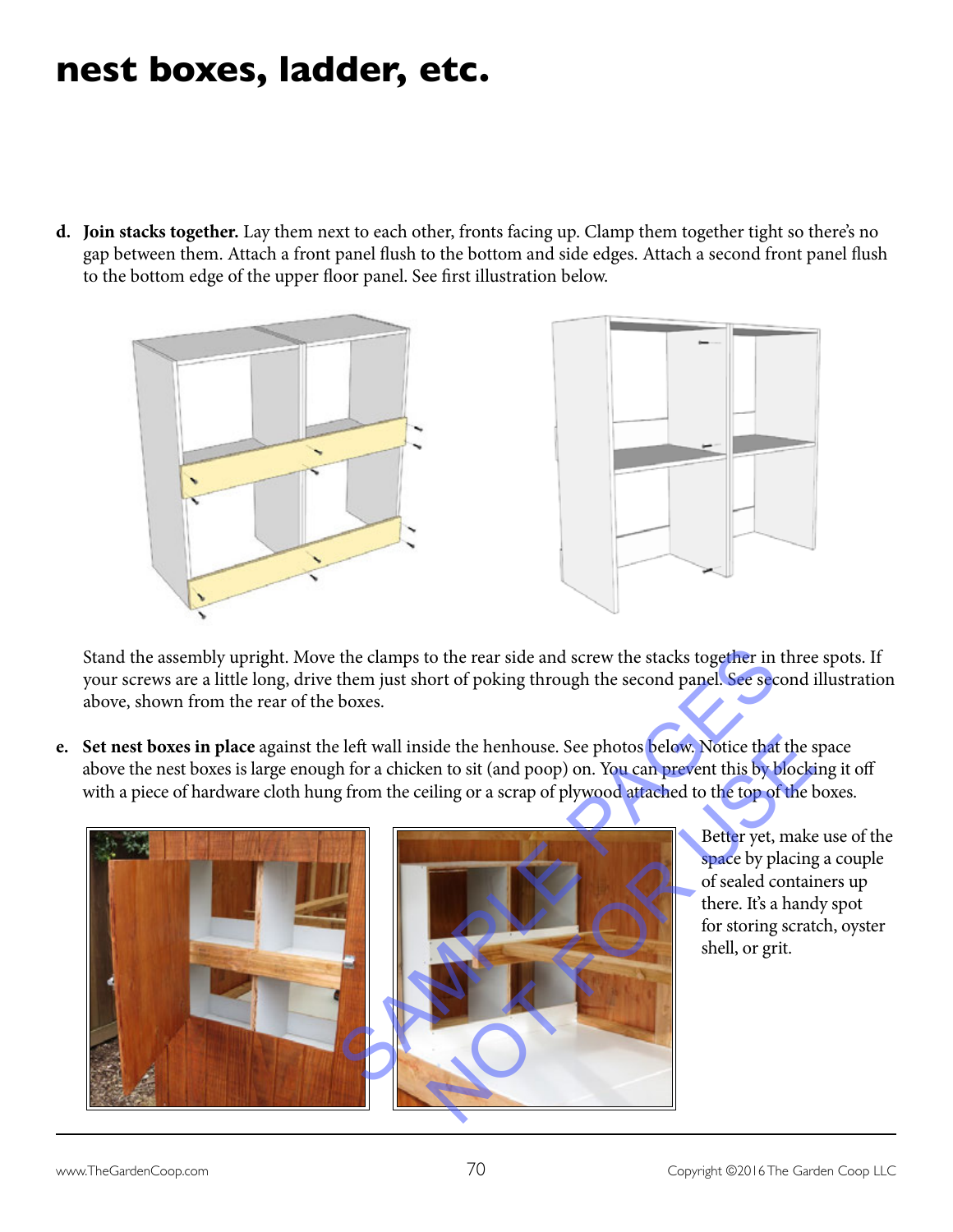# nest boxes, ladder, etc.

**d. Join stacks together.** Lay them next to each other, fronts facing up. Clamp them together tight so there's no gap between them. Attach a front panel flush to the bottom and side edges. Attach a second front panel flush to the bottom edge of the upper floor panel. See first illustration below.

Stand the assembly upright. Move the clamps to the rear side and screw the stacks together in three spots. If your screws are a little long, drive them just short of poking through the second panel. See second illustration above, shown from the rear of the boxes.

**e. Set nest boxes in place** against the left wall inside the henhouse. See photos below. Notice that the space above the nest boxes is large enough for a chicken to sit (and poop) on. You can prevent this by blocking it off with a piece of hardware cloth hung from the ceiling or a scrap of plywood attached to the top of the boxes.

Better yet, make use of the space by placing a couple of sealed containers up there. It's a handy spot for storing scratch, oyster shell, or grit.